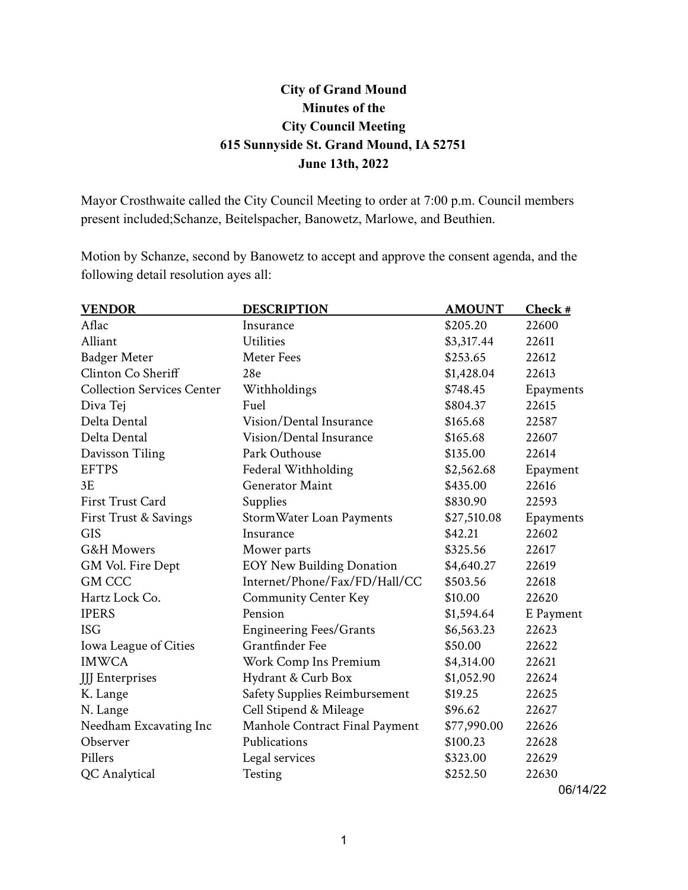**City of Grand Mound**
**Minutes of the**
**City Council Meeting**
**615 Sunnyside St. Grand Mound, IA 52751**
**June 13th, 2022**

Mayor Crosthwaite called the City Council Meeting to order at 7:00 p.m. Council members present included;Schanze, Beitelspacher, Banowetz, Marlowe, and Beuthien.

Motion by Schanze, second by Banowetz to accept and approve the consent agenda, and the following detail resolution ayes all:

| VENDOR | DESCRIPTION | AMOUNT | Check # |
|---|---|---|---|
| Aflac | Insurance | $205.20 | 22600 |
| Alliant | Utilities | $3,317.44 | 22611 |
| Badger Meter | Meter Fees | $253.65 | 22612 |
| Clinton Co Sheriff | 28e | $1,428.04 | 22613 |
| Collection Services Center | Withholdings | $748.45 | Epayments |
| Diva Tej | Fuel | $804.37 | 22615 |
| Delta Dental | Vision/Dental Insurance | $165.68 | 22587 |
| Delta Dental | Vision/Dental Insurance | $165.68 | 22607 |
| Davisson Tiling | Park Outhouse | $135.00 | 22614 |
| EFTPS | Federal Withholding | $2,562.68 | Epayment |
| 3E | Generator Maint | $435.00 | 22616 |
| First Trust Card | Supplies | $830.90 | 22593 |
| First Trust & Savings | StormWater Loan Payments | $27,510.08 | Epayments |
| GIS | Insurance | $42.21 | 22602 |
| G&H Mowers | Mower parts | $325.56 | 22617 |
| GM Vol. Fire Dept | EOY New Building Donation | $4,640.27 | 22619 |
| GM CCC | Internet/Phone/Fax/FD/Hall/CC | $503.56 | 22618 |
| Hartz Lock Co. | Community Center Key | $10.00 | 22620 |
| IPERS | Pension | $1,594.64 | E Payment |
| ISG | Engineering Fees/Grants | $6,563.23 | 22623 |
| Iowa League of Cities | Grantfinder Fee | $50.00 | 22622 |
| IMWCA | Work Comp Ins Premium | $4,314.00 | 22621 |
| JJJ Enterprises | Hydrant & Curb Box | $1,052.90 | 22624 |
| K. Lange | Safety Supplies Reimbursement | $19.25 | 22625 |
| N. Lange | Cell Stipend & Mileage | $96.62 | 22627 |
| Needham Excavating Inc | Manhole Contract Final Payment | $77,990.00 | 22626 |
| Observer | Publications | $100.23 | 22628 |
| Pillers | Legal services | $323.00 | 22629 |
| QC Analytical | Testing | $252.50 | 22630 |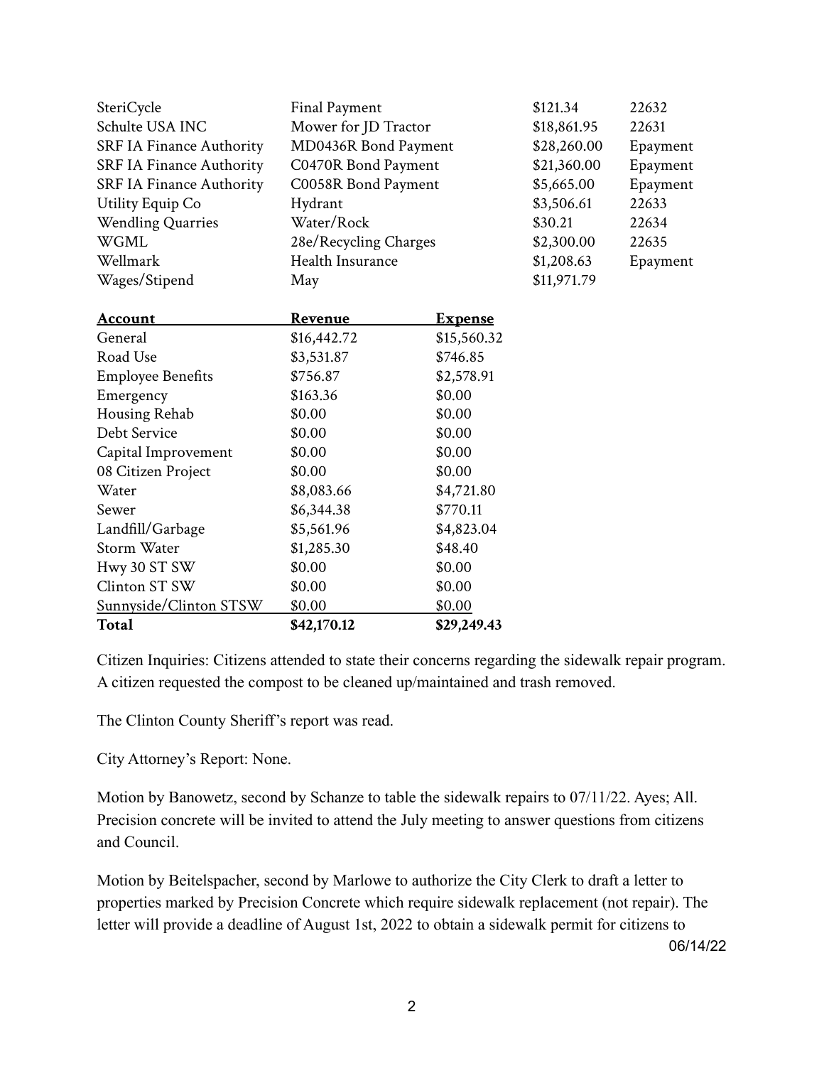| | | | |
|---|---|---|---|
| SteriCycle | Final Payment | \$121.34 | 22632 |
| Schulte USA INC | Mower for JD Tractor | \$18,861.95 | 22631 |
| SRF IA Finance Authority | MD0436R Bond Payment | \$28,260.00 | Epayment |
| SRF IA Finance Authority | C0470R Bond Payment | \$21,360.00 | Epayment |
| SRF IA Finance Authority | C0058R Bond Payment | \$5,665.00 | Epayment |
| Utility Equip Co | Hydrant | \$3,506.61 | 22633 |
| Wendling Quarries | Water/Rock | \$30.21 | 22634 |
| WGML | 28e/Recycling Charges | \$2,300.00 | 22635 |
| Wellmark | Health Insurance | \$1,208.63 | Epayment |
| Wages/Stipend | May | \$11,971.79 | |

| **Account** | **Revenue** | **Expense** |
|---|---|---|
| General | \$16,442.72 | \$15,560.32 |
| Road Use | \$3,531.87 | \$746.85 |
| Employee Benefits | \$756.87 | \$2,578.91 |
| Emergency | \$163.36 | \$0.00 |
| Housing Rehab | \$0.00 | \$0.00 |
| Debt Service | \$0.00 | \$0.00 |
| Capital Improvement | \$0.00 | \$0.00 |
| 08 Citizen Project | \$0.00 | \$0.00 |
| Water | \$8,083.66 | \$4,721.80 |
| Sewer | \$6,344.38 | \$770.11 |
| Landfill/Garbage | \$5,561.96 | \$4,823.04 |
| Storm Water | \$1,285.30 | \$48.40 |
| Hwy 30 ST SW | \$0.00 | \$0.00 |
| Clinton ST SW | \$0.00 | \$0.00 |
| Sunnyside/Clinton STSW | \$0.00 | \$0.00 |
| **Total** | **\$42,170.12** | **\$29,249.43** |

Citizen Inquiries: Citizens attended to state their concerns regarding the sidewalk repair program. A citizen requested the compost to be cleaned up/maintained and trash removed.

The Clinton County Sheriff's report was read.

City Attorney's Report: None.

Motion by Banowetz, second by Schanze to table the sidewalk repairs to 07/11/22. Ayes; All. Precision concrete will be invited to attend the July meeting to answer questions from citizens and Council.

Motion by Beitelspacher, second by Marlowe to authorize the City Clerk to draft a letter to properties marked by Precision Concrete which require sidewalk replacement (not repair). The letter will provide a deadline of August 1st, 2022 to obtain a sidewalk permit for citizens to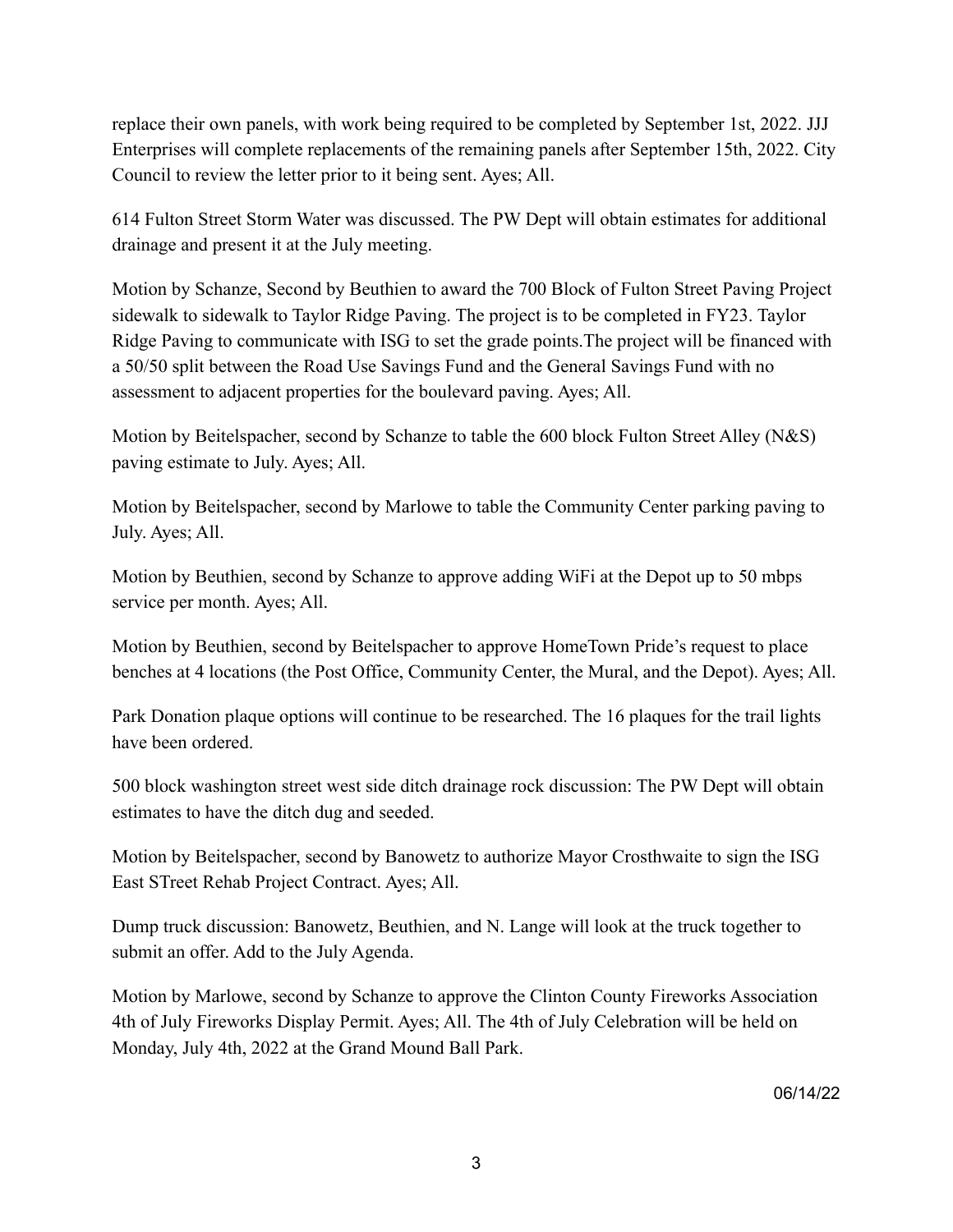replace their own panels, with work being required to be completed by September 1st, 2022. JJJ Enterprises will complete replacements of the remaining panels after September 15th, 2022. City Council to review the letter prior to it being sent. Ayes; All.

614 Fulton Street Storm Water was discussed. The PW Dept will obtain estimates for additional drainage and present it at the July meeting.

Motion by Schanze, Second by Beuthien to award the 700 Block of Fulton Street Paving Project sidewalk to sidewalk to Taylor Ridge Paving. The project is to be completed in FY23. Taylor Ridge Paving to communicate with ISG to set the grade points.The project will be financed with a 50/50 split between the Road Use Savings Fund and the General Savings Fund with no assessment to adjacent properties for the boulevard paving. Ayes; All.

Motion by Beitelspacher, second by Schanze to table the 600 block Fulton Street Alley (N&S) paving estimate to July. Ayes; All.

Motion by Beitelspacher, second by Marlowe to table the Community Center parking paving to July. Ayes; All.

Motion by Beuthien, second by Schanze to approve adding WiFi at the Depot up to 50 mbps service per month. Ayes; All.

Motion by Beuthien, second by Beitelspacher to approve HomeTown Pride's request to place benches at 4 locations (the Post Office, Community Center, the Mural, and the Depot). Ayes; All.

Park Donation plaque options will continue to be researched. The 16 plaques for the trail lights have been ordered.

500 block washington street west side ditch drainage rock discussion: The PW Dept will obtain estimates to have the ditch dug and seeded.

Motion by Beitelspacher, second by Banowetz to authorize Mayor Crosthwaite to sign the ISG East STreet Rehab Project Contract. Ayes; All.

Dump truck discussion: Banowetz, Beuthien, and N. Lange will look at the truck together to submit an offer. Add to the July Agenda.

Motion by Marlowe, second by Schanze to approve the Clinton County Fireworks Association 4th of July Fireworks Display Permit. Ayes; All. The 4th of July Celebration will be held on Monday, July 4th, 2022 at the Grand Mound Ball Park.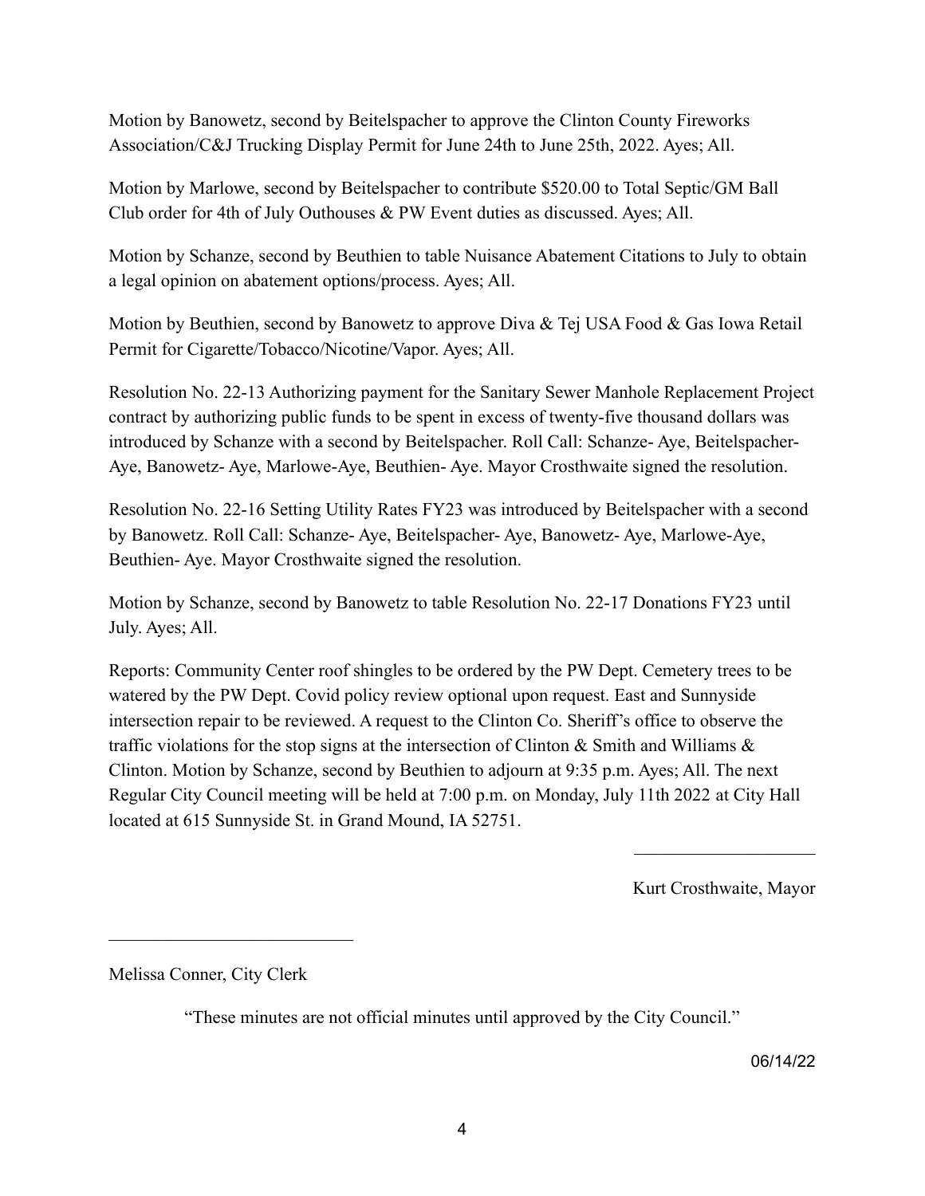Motion by Banowetz, second by Beitelspacher to approve the Clinton County Fireworks Association/C&J Trucking Display Permit for June 24th to June 25th, 2022. Ayes; All.

Motion by Marlowe, second by Beitelspacher to contribute $520.00 to Total Septic/GM Ball Club order for 4th of July Outhouses & PW Event duties as discussed. Ayes; All.

Motion by Schanze, second by Beuthien to table Nuisance Abatement Citations to July to obtain a legal opinion on abatement options/process. Ayes; All.

Motion by Beuthien, second by Banowetz to approve Diva & Tej USA Food & Gas Iowa Retail Permit for Cigarette/Tobacco/Nicotine/Vapor. Ayes; All.

Resolution No. 22-13 Authorizing payment for the Sanitary Sewer Manhole Replacement Project contract by authorizing public funds to be spent in excess of twenty-five thousand dollars was introduced by Schanze with a second by Beitelspacher. Roll Call: Schanze- Aye, Beitelspacher- Aye, Banowetz- Aye, Marlowe-Aye, Beuthien- Aye. Mayor Crosthwaite signed the resolution.

Resolution No. 22-16 Setting Utility Rates FY23 was introduced by Beitelspacher with a second by Banowetz. Roll Call: Schanze- Aye, Beitelspacher- Aye, Banowetz- Aye, Marlowe-Aye, Beuthien- Aye. Mayor Crosthwaite signed the resolution.

Motion by Schanze, second by Banowetz to table Resolution No. 22-17 Donations FY23 until July. Ayes; All.

Reports: Community Center roof shingles to be ordered by the PW Dept. Cemetery trees to be watered by the PW Dept. Covid policy review optional upon request. East and Sunnyside intersection repair to be reviewed. A request to the Clinton Co. Sheriff's office to observe the traffic violations for the stop signs at the intersection of Clinton & Smith and Williams & Clinton. Motion by Schanze, second by Beuthien to adjourn at 9:35 p.m. Ayes; All. The next Regular City Council meeting will be held at 7:00 p.m. on Monday, July 11th 2022 at City Hall located at 615 Sunnyside St. in Grand Mound, IA 52751.

\_\_\_\_\_\_\_\_\_\_\_\_\_\_\_\_\_\_\_\_

Kurt Crosthwaite, Mayor

\_\_\_\_\_\_\_\_\_\_\_\_\_\_\_\_\_\_\_\_

Melissa Conner, City Clerk

"These minutes are not official minutes until approved by the City Council."

06/14/22